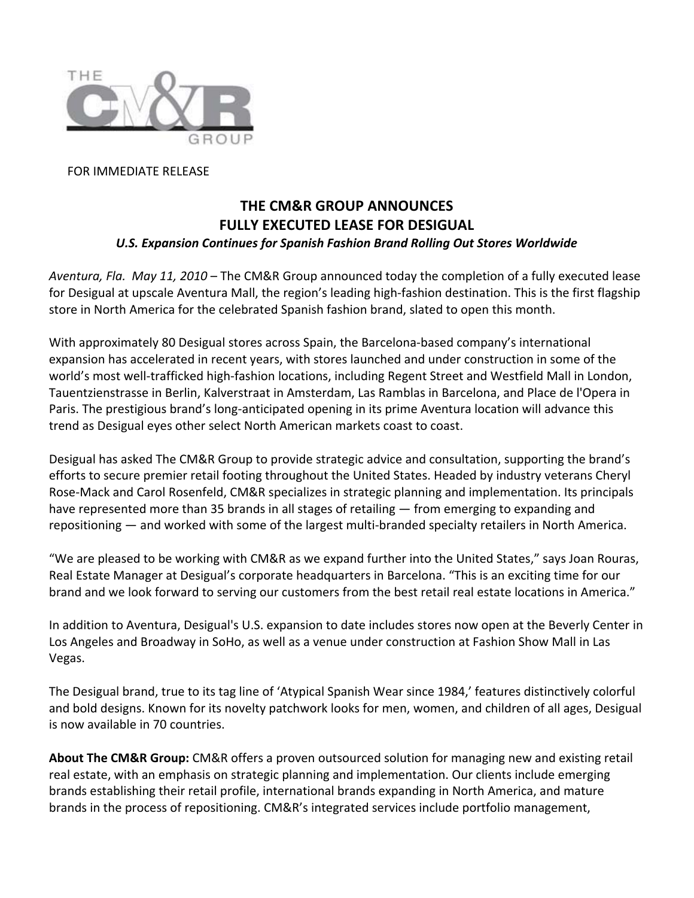FOR IMMEDIATE RELEASE

# THE CM&R GROUP ANNOUNCES FULLY EXECUTED LEASE FOR DESIGUAL

***U.S. Expansion Continues for Spanish Fashion Brand Rolling Out Stores Worldwide***

*Aventura, Fla. May 11, 2010* – The CM&R Group announced today the completion of a fully executed lease for Desigual at upscale Aventura Mall, the region's leading high-fashion destination. This is the first flagship store in North America for the celebrated Spanish fashion brand, slated to open this month.

With approximately 80 Desigual stores across Spain, the Barcelona-based company's international expansion has accelerated in recent years, with stores launched and under construction in some of the world's most well-trafficked high-fashion locations, including Regent Street and Westfield Mall in London, Tauentzienstrasse in Berlin, Kalverstraat in Amsterdam, Las Ramblas in Barcelona, and Place de l'Opera in Paris. The prestigious brand's long-anticipated opening in its prime Aventura location will advance this trend as Desigual eyes other select North American markets coast to coast.

Desigual has asked The CM&R Group to provide strategic advice and consultation, supporting the brand's efforts to secure premier retail footing throughout the United States. Headed by industry veterans Cheryl Rose-Mack and Carol Rosenfeld, CM&R specializes in strategic planning and implementation. Its principals have represented more than 35 brands in all stages of retailing — from emerging to expanding and repositioning — and worked with some of the largest multi-branded specialty retailers in North America.

"We are pleased to be working with CM&R as we expand further into the United States," says Joan Rouras, Real Estate Manager at Desigual's corporate headquarters in Barcelona. "This is an exciting time for our brand and we look forward to serving our customers from the best retail real estate locations in America."

In addition to Aventura, Desigual's U.S. expansion to date includes stores now open at the Beverly Center in Los Angeles and Broadway in SoHo, as well as a venue under construction at Fashion Show Mall in Las Vegas.

The Desigual brand, true to its tag line of 'Atypical Spanish Wear since 1984,' features distinctively colorful and bold designs. Known for its novelty patchwork looks for men, women, and children of all ages, Desigual is now available in 70 countries.

**About The CM&R Group:** CM&R offers a proven outsourced solution for managing new and existing retail real estate, with an emphasis on strategic planning and implementation. Our clients include emerging brands establishing their retail profile, international brands expanding in North America, and mature brands in the process of repositioning. CM&R's integrated services include portfolio management,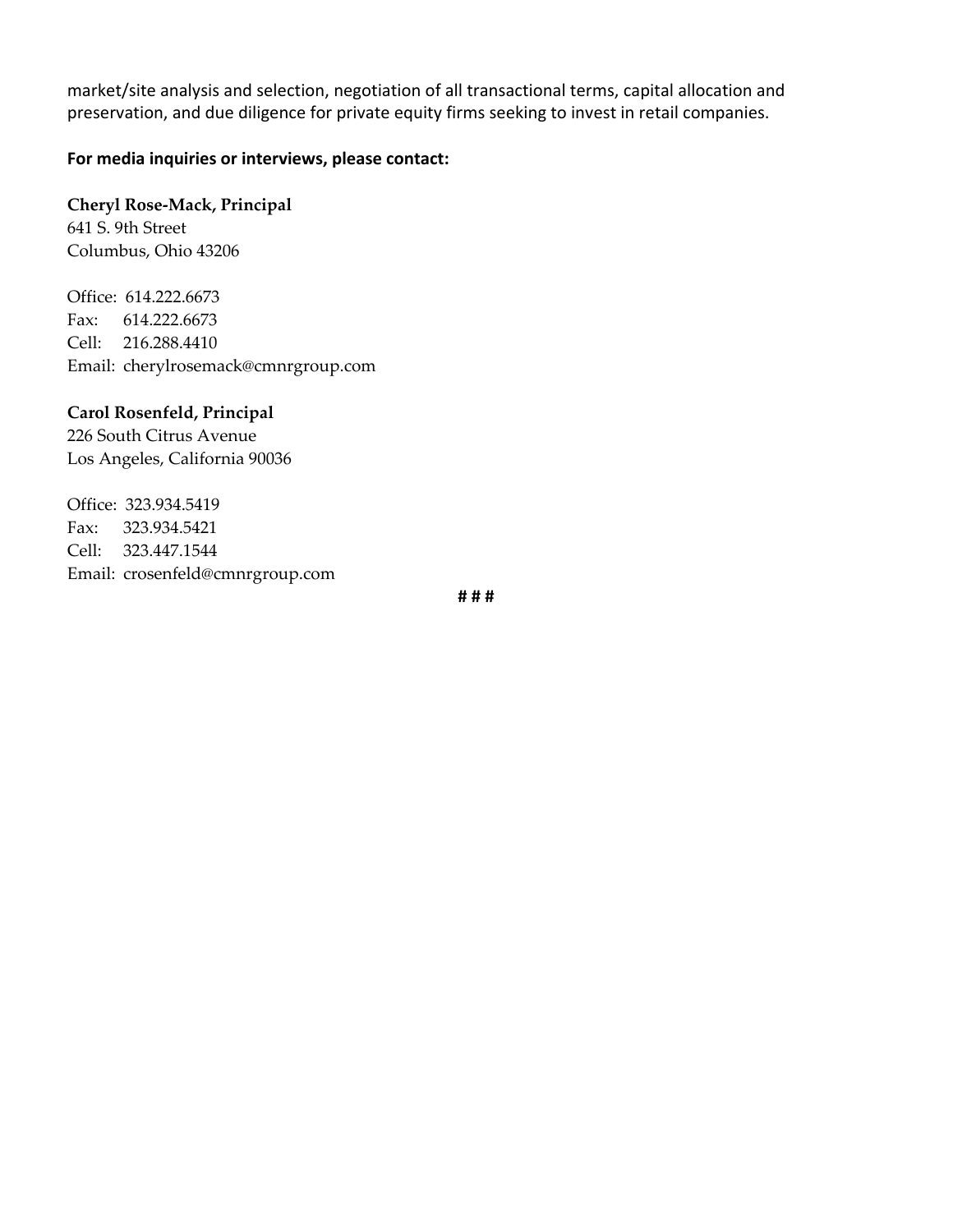market/site analysis and selection, negotiation of all transactional terms, capital allocation and preservation, and due diligence for private equity firms seeking to invest in retail companies.

**For media inquiries or interviews, please contact:**

**Cheryl Rose-Mack, Principal**
641 S. 9th Street
Columbus, Ohio 43206

Office: 614.222.6673
Fax: 614.222.6673
Cell: 216.288.4410
Email: cherylrosemack@cmnrgroup.com

**Carol Rosenfeld, Principal**
226 South Citrus Avenue
Los Angeles, California 90036

Office: 323.934.5419
Fax: 323.934.5421
Cell: 323.447.1544
Email: crosenfeld@cmnrgroup.com

**# # #**